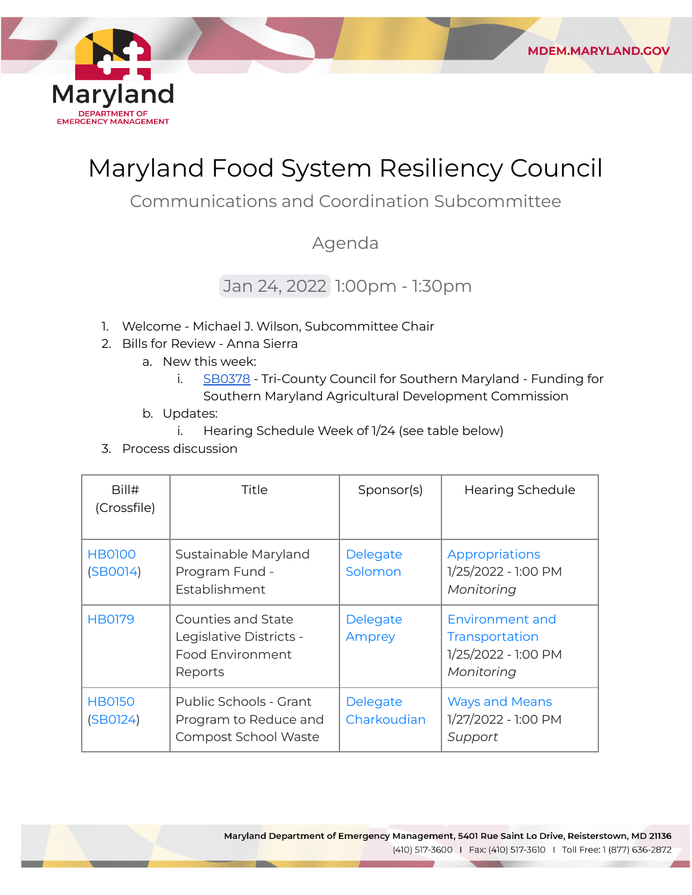# Maryland Food System Resiliency Council

## Communications and Coordination Subcommittee

### Agenda

Jan 24, 2022 1:00pm - 1:30pm

1. Welcome - Michael J. Wilson, Subcommittee Chair
2. Bills for Review - Anna Sierra
    a. New this week:
        i. SB0378 - Tri-County Council for Southern Maryland - Funding for Southern Maryland Agricultural Development Commission
    b. Updates:
        i. Hearing Schedule Week of 1/24 (see table below)
3. Process discussion

| Bill# (Crossfile) | Title | Sponsor(s) | Hearing Schedule |
|---|---|---|---|
| HB0100 (SB0014) | Sustainable Maryland Program Fund - Establishment | Delegate Solomon | Appropriations 1/25/2022 - 1:00 PM *Monitoring* |
| HB0179 | Counties and State Legislative Districts - Food Environment Reports | Delegate Amprey | Environment and Transportation 1/25/2022 - 1:00 PM *Monitoring* |
| HB0150 (SB0124) | Public Schools - Grant Program to Reduce and Compost School Waste | Delegate Charkoudian | Ways and Means 1/27/2022 - 1:00 PM *Support* |

Maryland Department of Emergency Management, 5401 Rue Saint Lo Drive, Reisterstown, MD 21136
(410) 517-3600 | Fax: (410) 517-3610 | Toll Free: 1 (877) 636-2872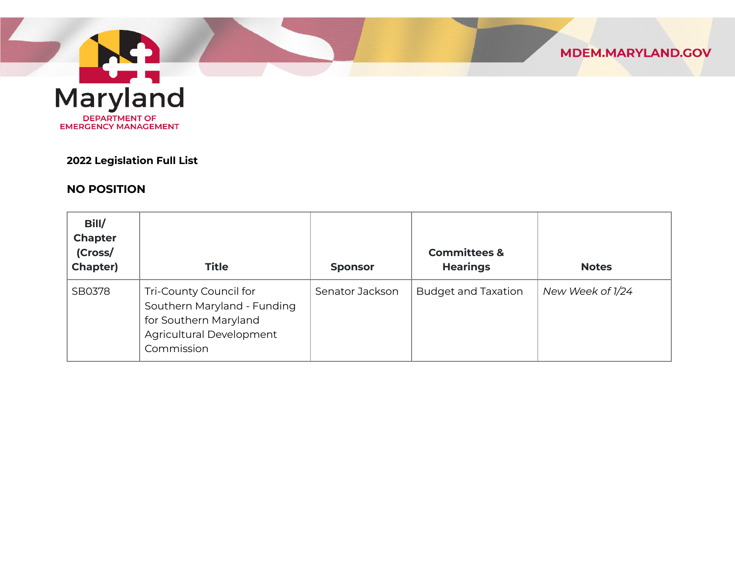**2022 Legislation Full List**

**NO POSITION**

| Bill/ Chapter (Cross/ Chapter) | Title | Sponsor | Committees & Hearings | Notes |
|---|---|---|---|---|
| SB0378 | Tri-County Council for Southern Maryland - Funding for Southern Maryland Agricultural Development Commission | Senator Jackson | Budget and Taxation | *New Week of 1/24* |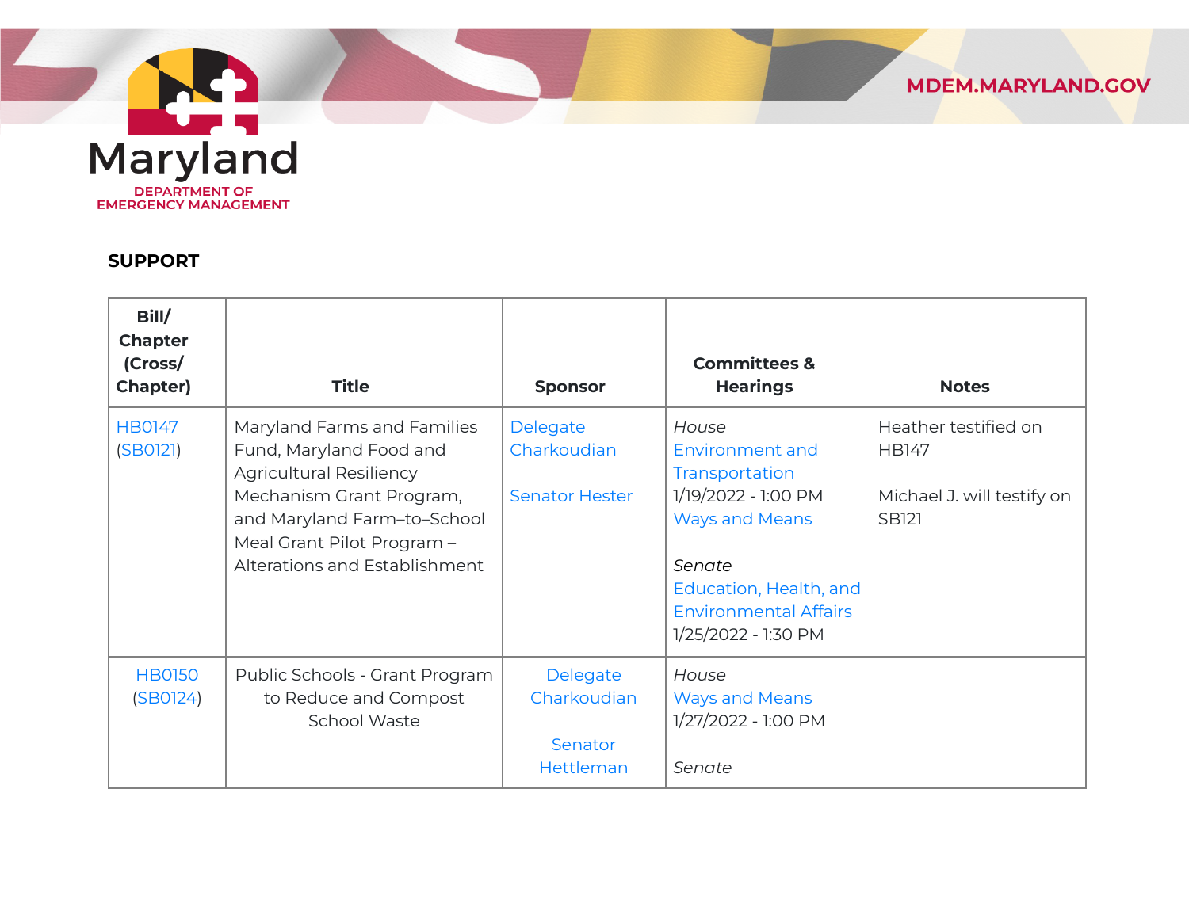## SUPPORT

| Bill/ Chapter (Cross/ Chapter) | Title | Sponsor | Committees & Hearings | Notes |
|---|---|---|---|---|
| HB0147 (SB0121) | Maryland Farms and Families Fund, Maryland Food and Agricultural Resiliency Mechanism Grant Program, and Maryland Farm–to–School Meal Grant Pilot Program – Alterations and Establishment | Delegate Charkoudian<br><br>Senator Hester | *House*<br>Environment and Transportation<br>1/19/2022 - 1:00 PM<br>Ways and Means<br><br>*Senate*<br>Education, Health, and Environmental Affairs<br>1/25/2022 - 1:30 PM | Heather testified on HB147<br><br>Michael J. will testify on SB121 |
| HB0150 (SB0124) | Public Schools - Grant Program to Reduce and Compost School Waste | Delegate Charkoudian<br><br>Senator Hettleman | *House*<br>Ways and Means<br>1/27/2022 - 1:00 PM<br><br>*Senate* | |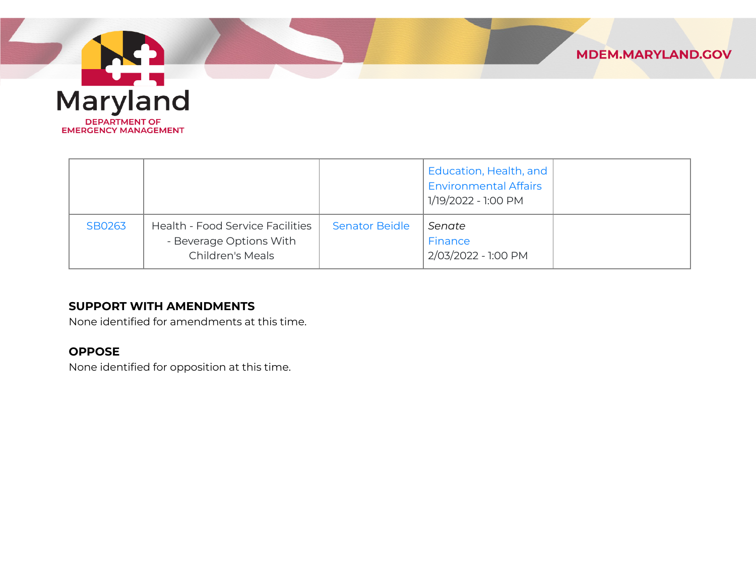| | | | | |
|---|---|---|---|---|
| | | | Education, Health, and Environmental Affairs 1/19/2022 - 1:00 PM | |
| SB0263 | Health - Food Service Facilities - Beverage Options With Children's Meals | Senator Beidle | *Senate* Finance 2/03/2022 - 1:00 PM | |

**SUPPORT WITH AMENDMENTS**

None identified for amendments at this time.

**OPPOSE**

None identified for opposition at this time.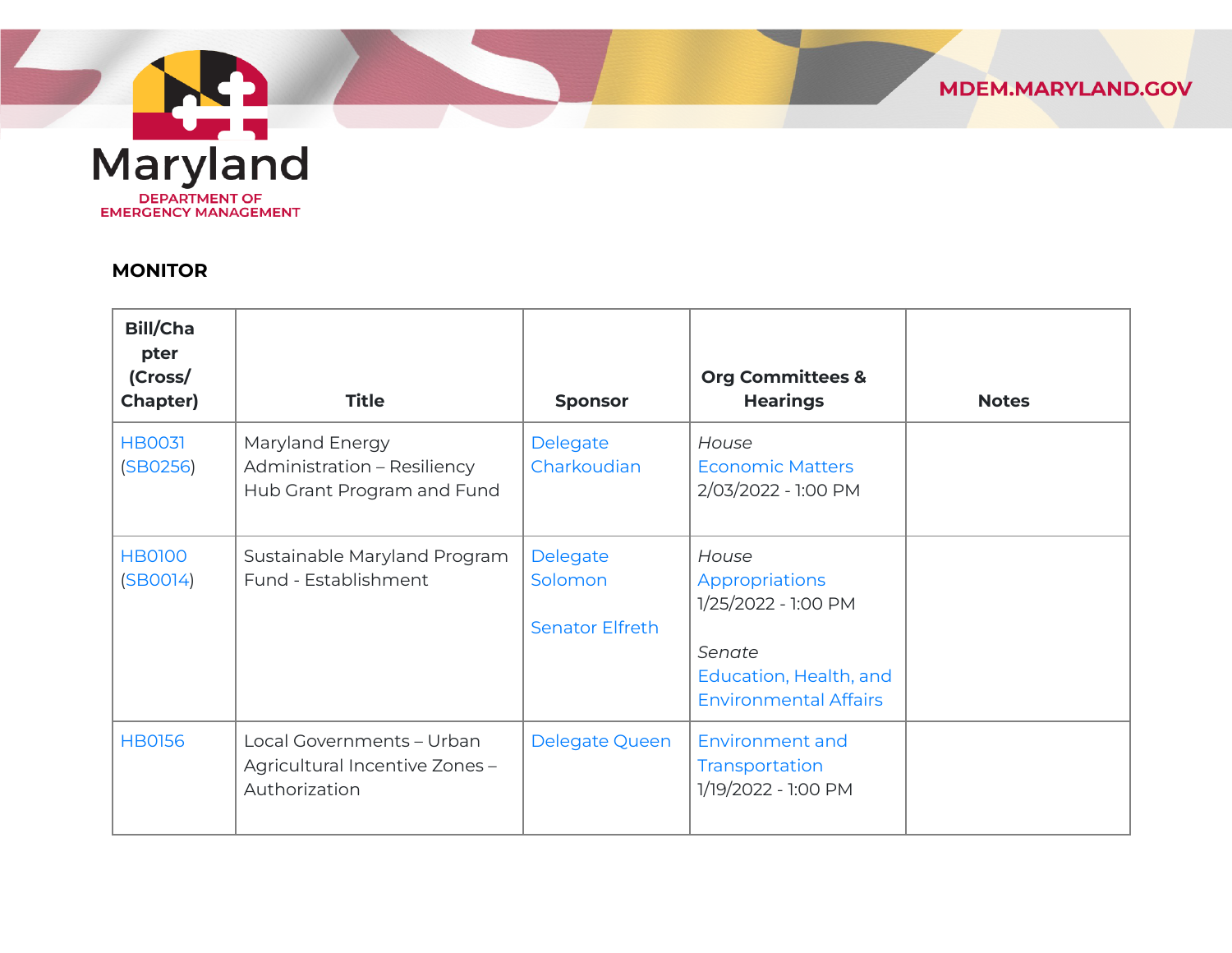## MONITOR

| Bill/Chapter (Cross/ Chapter) | Title | Sponsor | Org Committees & Hearings | Notes |
|---|---|---|---|---|
| HB0031 (SB0256) | Maryland Energy Administration – Resiliency Hub Grant Program and Fund | Delegate Charkoudian | *House* Economic Matters 2/03/2022 - 1:00 PM | |
| HB0100 (SB0014) | Sustainable Maryland Program Fund - Establishment | Delegate Solomon<br><br>Senator Elfreth | *House* Appropriations 1/25/2022 - 1:00 PM<br><br>*Senate* Education, Health, and Environmental Affairs | |
| HB0156 | Local Governments – Urban Agricultural Incentive Zones – Authorization | Delegate Queen | Environment and Transportation 1/19/2022 - 1:00 PM | |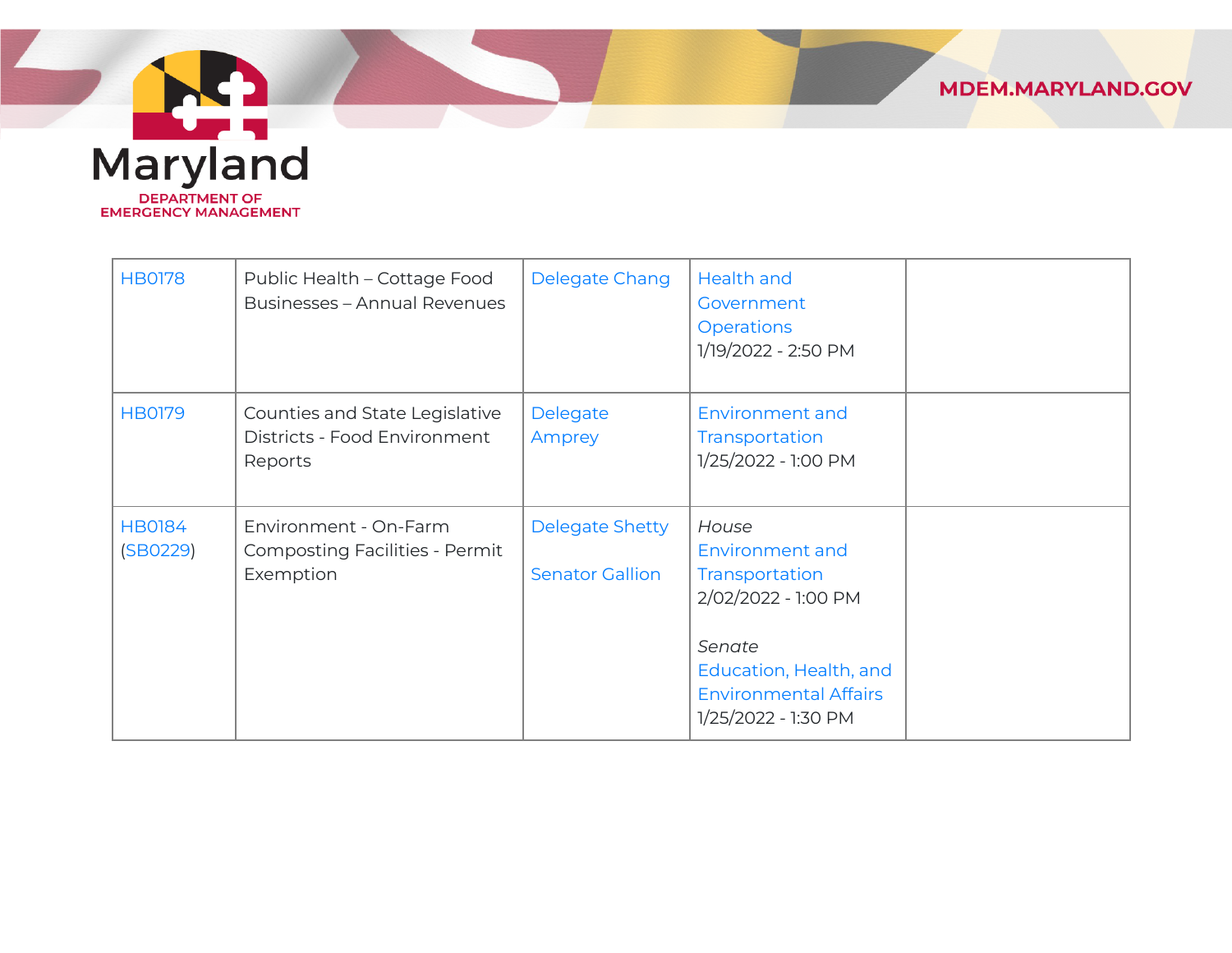| | | | | |
|---|---|---|---|---|
| HB0178 | Public Health – Cottage Food Businesses – Annual Revenues | Delegate Chang | Health and Government Operations<br>1/19/2022 - 2:50 PM | |
| HB0179 | Counties and State Legislative Districts - Food Environment Reports | Delegate Amprey | Environment and Transportation<br>1/25/2022 - 1:00 PM | |
| HB0184 (SB0229) | Environment - On-Farm Composting Facilities - Permit Exemption | Delegate Shetty<br><br>Senator Gallion | *House*<br>Environment and Transportation<br>2/02/2022 - 1:00 PM<br><br>*Senate*<br>Education, Health, and Environmental Affairs<br>1/25/2022 - 1:30 PM | |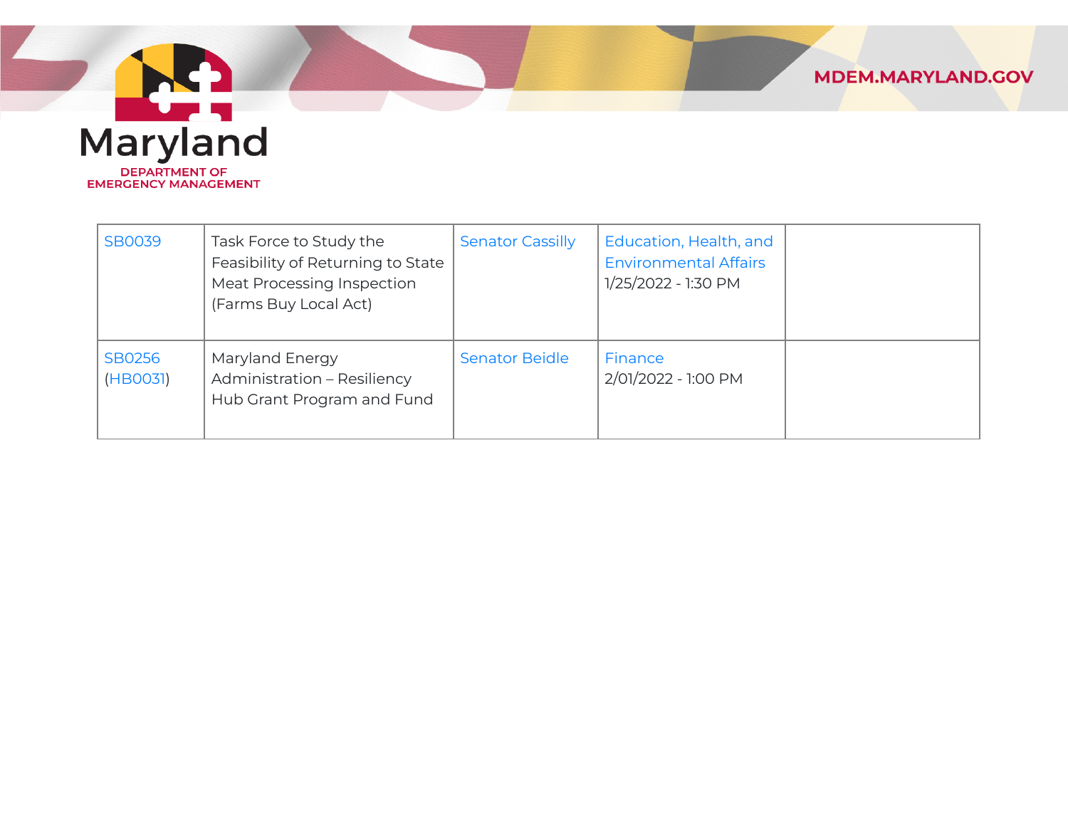| | | | | |
|---|---|---|---|---|
| SB0039 | Task Force to Study the Feasibility of Returning to State Meat Processing Inspection (Farms Buy Local Act) | Senator Cassilly | Education, Health, and Environmental Affairs 1/25/2022 - 1:30 PM | |
| SB0256 (HB0031) | Maryland Energy Administration – Resiliency Hub Grant Program and Fund | Senator Beidle | Finance 2/01/2022 - 1:00 PM | |